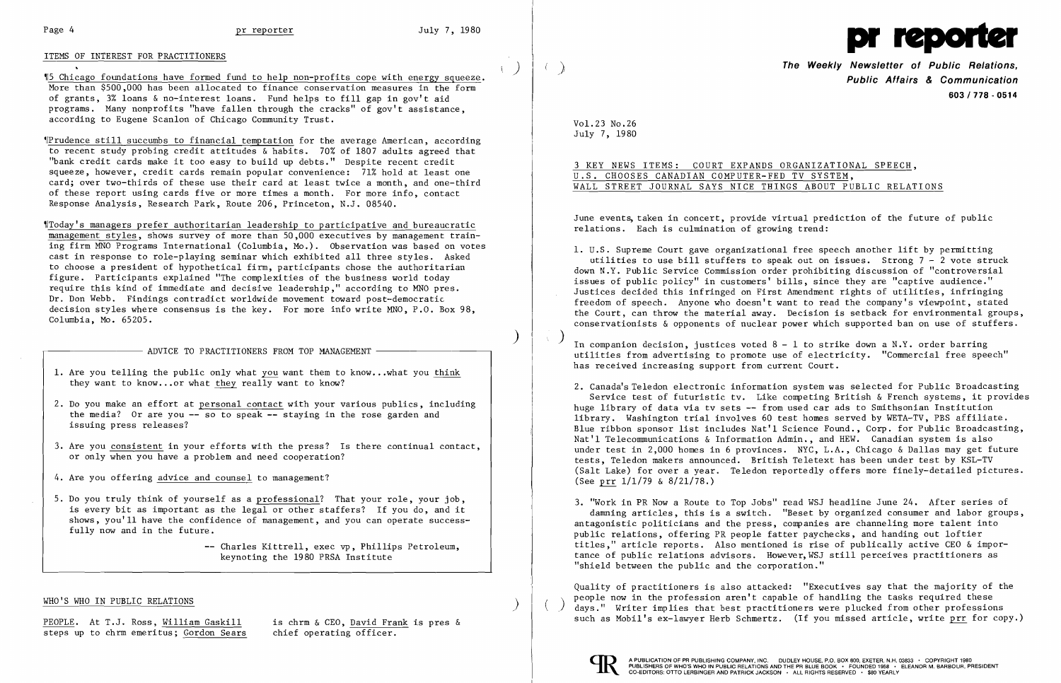## ITEMS OF INTEREST FOR PRACTITIONERS

¶5 Chicago foundations have formed fund to help non-profits cope with energy squeeze. More than $500,000 has been allocated to finance conservation measures in the form of grants, 3% loans & no-interest loans. Fund helps to fill gap in gov't aid programs. Many nonprofits "have fallen through the cracks" of gov't assistance, according to Eugene Scanlon of Chicago Community Trust.

¶Prudence still succumbs to financial temptation for the average American, according to recent study probing credit attitudes & habits. 70% of 1807 adults agreed that "bank credit cards make it too easy to build up debts." Despite recent credit squeeze, however, credit cards remain popular convenience: 71% hold at least one card; over two-thirds of these use their card at least twice a month, and one-third of these report using cards five or more times a month. For more info, contact Response Analysis, Research Park, Route 206, Princeton, N.J. 08540.

¶Today's managers prefer authoritarian leadership to participative and bureaucratic management styles, shows survey of more than 50,000 executives by management training firm MNO Programs International (Columbia, Mo.). Observation was based on votes cast in response to role-playing seminar which exhibited all three styles. Asked to choose a president of hypothetical firm, participants chose the authoritarian figure. Participants explained "The complexities of the business world today require this kind of immediate and decisive leadership," according to MNO pres. Dr. Don Webb. Findings contradict worldwide movement toward post-democratic decision styles where consensus is the key. For more info write MNO, P.O. Box 98, Columbia, Mo. 65205.

### ADVICE TO PRACTITIONERS FROM TOP MANAGEMENT

1. Are you telling the public only what you want them to know...what you think they want to know...or what they really want to know?
2. Do you make an effort at personal contact with your various publics, including the media? Or are you -- so to speak -- staying in the rose garden and issuing press releases?
3. Are you consistent in your efforts with the press? Is there continual contact, or only when you have a problem and need cooperation?
4. Are you offering advice and counsel to management?
5. Do you truly think of yourself as a professional? That your role, your job, is every bit as important as the legal or other staffers? If you do, and it shows, you'll have the confidence of management, and you can operate successfully now and in the future.

-- Charles Kittrell, exec vp, Phillips Petroleum, keynoting the 1980 PRSA Institute

## WHO'S WHO IN PUBLIC RELATIONS

PEOPLE. At T.J. Ross, William Gaskill steps up to chrm emeritus; Gordon Sears is chrm & CEO, David Frank is pres & chief operating officer.

# pr reporter

**The Weekly Newsletter of Public Relations, Public Affairs & Communication**
**603 / 778 - 0514**

Vol.23 No.26
July 7, 1980

## 3 KEY NEWS ITEMS: COURT EXPANDS ORGANIZATIONAL SPEECH, U.S. CHOOSES CANADIAN COMPUTER-FED TV SYSTEM, WALL STREET JOURNAL SAYS NICE THINGS ABOUT PUBLIC RELATIONS

June events, taken in concert, provide virtual prediction of the future of public relations. Each is culmination of growing trend:

1. U.S. Supreme Court gave organizational free speech another lift by permitting utilities to use bill stuffers to speak out on issues. Strong 7 - 2 vote struck down N.Y. Public Service Commission order prohibiting discussion of "controversial issues of public policy" in customers' bills, since they are "captive audience." Justices decided this infringed on First Amendment rights of utilities, infringing freedom of speech. Anyone who doesn't want to read the company's viewpoint, stated the Court, can throw the material away. Decision is setback for environmental groups, conservationists & opponents of nuclear power which supported ban on use of stuffers.

   In companion decision, justices voted 8 - 1 to strike down a N.Y. order barring utilities from advertising to promote use of electricity. "Commercial free speech" has received increasing support from current Court.

2. Canada's Teledon electronic information system was selected for Public Broadcasting Service test of futuristic tv. Like competing British & French systems, it provides huge library of data via tv sets -- from used car ads to Smithsonian Institution library. Washington trial involves 60 test homes served by WETA-TV, PBS affiliate. Blue ribbon sponsor list includes Nat'l Science Found., Corp. for Public Broadcasting, Nat'l Telecommunications & Information Admin., and HEW. Canadian system is also under test in 2,000 homes in 6 provinces. NYC, L.A., Chicago & Dallas may get future tests, Teledon makers announced. British Teletext has been under test by KSL-TV (Salt Lake) for over a year. Teledon reportedly offers more finely-detailed pictures. (See prr 1/1/79 & 8/21/78.)

3. "Work in PR Now a Route to Top Jobs" read WSJ headline June 24. After series of damning articles, this is a switch. "Beset by organized consumer and labor groups, antagonistic politicians and the press, companies are channeling more talent into public relations, offering PR people fatter paychecks, and handing out loftier titles," article reports. Also mentioned is rise of publically active CEO & importance of public relations advisors. However, WSJ still perceives practitioners as "shield between the public and the corporation."

   Quality of practitioners is also attacked: "Executives say that the majority of the people now in the profession aren't capable of handling the tasks required these days." Writer implies that best practitioners were plucked from other professions such as Mobil's ex-lawyer Herb Schmertz. (If you missed article, write prr for copy.)

A PUBLICATION OF PR PUBLISHING COMPANY, INC. DUDLEY HOUSE, P.O. BOX 600, EXETER, N.H. 03833 • COPYRIGHT 1980
PUBLISHERS OF WHO'S WHO IN PUBLIC RELATIONS AND THE PR BLUE BOOK • FOUNDED 1958 • ELEANOR M. BARBOUR, PRESIDENT
CO-EDITORS: OTTO LERBINGER AND PATRICK JACKSON • ALL RIGHTS RESERVED • $80 YEARLY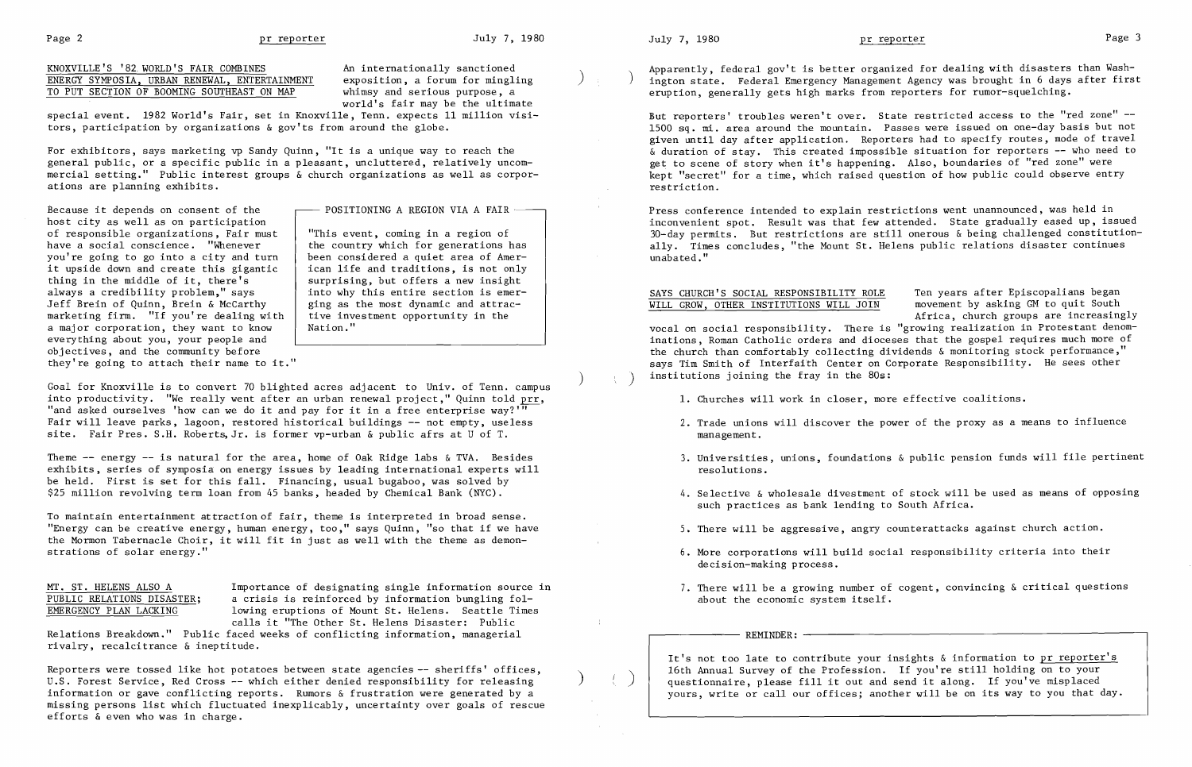## KNOXVILLE'S '82 WORLD'S FAIR COMBINES ENERGY SYMPOSIA, URBAN RENEWAL, ENTERTAINMENT TO PUT SECTION OF BOOMING SOUTHEAST ON MAP

An internationally sanctioned exposition, a forum for mingling whimsy and serious purpose, a world's fair may be the ultimate special event. 1982 World's Fair, set in Knoxville, Tenn. expects 11 million visitors, participation by organizations & gov'ts from around the globe.

For exhibitors, says marketing vp Sandy Quinn, "It is a unique way to reach the general public, or a specific public in a pleasant, uncluttered, relatively uncommercial setting." Public interest groups & church organizations as well as corporations are planning exhibits.

Because it depends on consent of the host city as well as on participation of responsible organizations, Fair must have a social conscience. "Whenever you're going to go into a city and turn it upside down and create this gigantic thing in the middle of it, there's always a credibility problem," says Jeff Brein of Quinn, Brein & McCarthy marketing firm. "If you're dealing with a major corporation, they want to know everything about you, your people and objectives, and the community before they're going to attach their name to it."

> **POSITIONING A REGION VIA A FAIR**
>
> "This event, coming in a region of the country which for generations has been considered a quiet area of American life and traditions, is not only surprising, but offers a new insight into why this entire section is emerging as the most dynamic and attractive investment opportunity in the Nation."

Goal for Knoxville is to convert 70 blighted acres adjacent to Univ. of Tenn. campus into productivity. "We really went after an urban renewal project," Quinn told prr, "and asked ourselves 'how can we do it and pay for it in a free enterprise way?'" Fair will leave parks, lagoon, restored historical buildings -- not empty, useless site. Fair Pres. S.H. Roberts, Jr. is former vp-urban & public afrs at U of T.

Theme -- energy -- is natural for the area, home of Oak Ridge labs & TVA. Besides exhibits, series of symposia on energy issues by leading international experts will be held. First is set for this fall. Financing, usual bugaboo, was solved by $25 million revolving term loan from 45 banks, headed by Chemical Bank (NYC).

To maintain entertainment attraction of fair, theme is interpreted in broad sense. "Energy can be creative energy, human energy, too," says Quinn, "so that if we have the Mormon Tabernacle Choir, it will fit in just as well with the theme as demonstrations of solar energy."

## MT. ST. HELENS ALSO A PUBLIC RELATIONS DISASTER; EMERGENCY PLAN LACKING

Importance of designating single information source in a crisis is reinforced by information bungling following eruptions of Mount St. Helens. Seattle Times calls it "The Other St. Helens Disaster: Public Relations Breakdown." Public faced weeks of conflicting information, managerial rivalry, recalcitrance & ineptitude.

Reporters were tossed like hot potatoes between state agencies -- sheriffs' offices, U.S. Forest Service, Red Cross -- which either denied responsibility for releasing information or gave conflicting reports. Rumors & frustration were generated by a missing persons list which fluctuated inexplicably, uncertainty over goals of rescue efforts & even who was in charge.

Apparently, federal gov't is better organized for dealing with disasters than Washington state. Federal Emergency Management Agency was brought in 6 days after first eruption, generally gets high marks from reporters for rumor-squelching.

But reporters' troubles weren't over. State restricted access to the "red zone" -- 1500 sq. mi. area around the mountain. Passes were issued on one-day basis but not given until day after application. Reporters had to specify routes, mode of travel & duration of stay. This created impossible situation for reporters -- who need to get to scene of story when it's happening. Also, boundaries of "red zone" were kept "secret" for a time, which raised question of how public could observe entry restriction.

Press conference intended to explain restrictions went unannounced, was held in inconvenient spot. Result was that few attended. State gradually eased up, issued 30-day permits. But restrictions are still onerous & being challenged constitutionally. Times concludes, "the Mount St. Helens public relations disaster continues unabated."

## SAYS CHURCH'S SOCIAL RESPONSIBILITY ROLE WILL GROW, OTHER INSTITUTIONS WILL JOIN

Ten years after Episcopalians began movement by asking GM to quit South Africa, church groups are increasingly vocal on social responsibility. There is "growing realization in Protestant denominations, Roman Catholic orders and dioceses that the gospel requires much more of the church than comfortably collecting dividends & monitoring stock performance," says Tim Smith of Interfaith Center on Corporate Responsibility. He sees other institutions joining the fray in the 80s:

1. Churches will work in closer, more effective coalitions.
2. Trade unions will discover the power of the proxy as a means to influence management.
3. Universities, unions, foundations & public pension funds will file pertinent resolutions.
4. Selective & wholesale divestment of stock will be used as means of opposing such practices as bank lending to South Africa.
5. There will be aggressive, angry counterattacks against church action.
6. More corporations will build social responsibility criteria into their decision-making process.
7. There will be a growing number of cogent, convincing & critical questions about the economic system itself.

> **REMINDER:**
>
> It's not too late to contribute your insights & information to pr reporter's 16th Annual Survey of the Profession. If you're still holding on to your questionnaire, please fill it out and send it along. If you've misplaced yours, write or call our offices; another will be on its way to you that day.